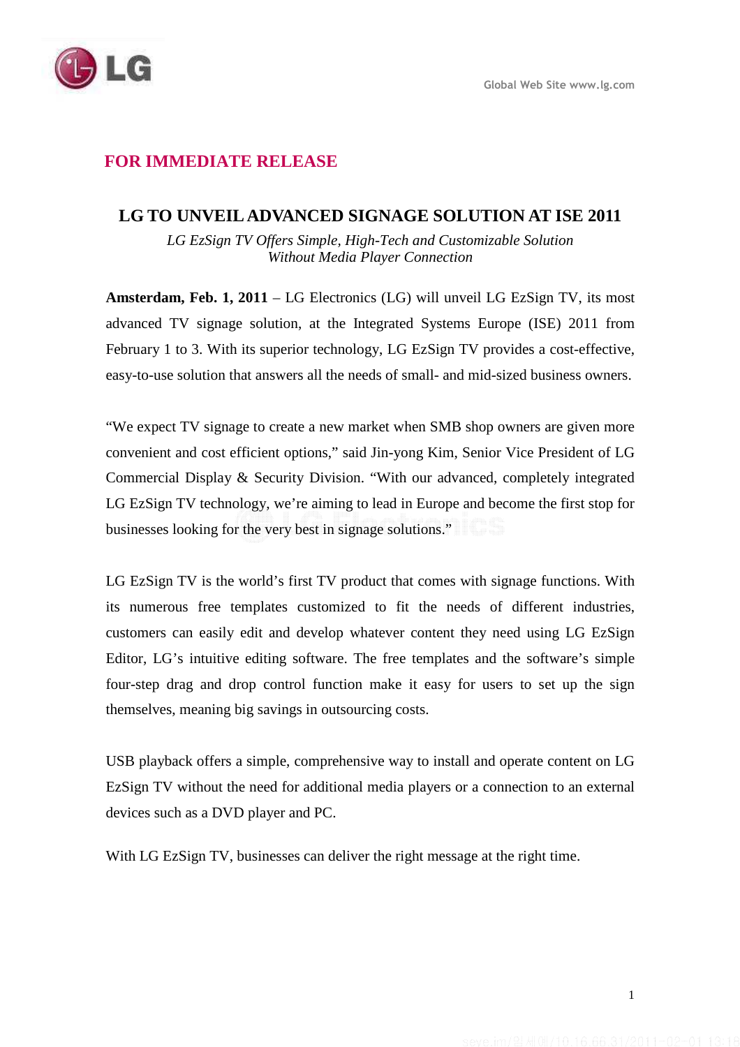Global Web Site www.lg.com

**FOR IMMEDIATE RELEASE**

# LG TO UNVEIL ADVANCED SIGNAGE SOLUTION AT ISE 2011

*LG EzSign TV Offers Simple, High-Tech and Customizable Solution Without Media Player Connection*

**Amsterdam, Feb. 1, 2011** – LG Electronics (LG) will unveil LG EzSign TV, its most advanced TV signage solution, at the Integrated Systems Europe (ISE) 2011 from February 1 to 3. With its superior technology, LG EzSign TV provides a cost-effective, easy-to-use solution that answers all the needs of small- and mid-sized business owners.

"We expect TV signage to create a new market when SMB shop owners are given more convenient and cost efficient options," said Jin-yong Kim, Senior Vice President of LG Commercial Display & Security Division. "With our advanced, completely integrated LG EzSign TV technology, we're aiming to lead in Europe and become the first stop for businesses looking for the very best in signage solutions."

LG EzSign TV is the world's first TV product that comes with signage functions. With its numerous free templates customized to fit the needs of different industries, customers can easily edit and develop whatever content they need using LG EzSign Editor, LG's intuitive editing software. The free templates and the software's simple four-step drag and drop control function make it easy for users to set up the sign themselves, meaning big savings in outsourcing costs.

USB playback offers a simple, comprehensive way to install and operate content on LG EzSign TV without the need for additional media players or a connection to an external devices such as a DVD player and PC.

With LG EzSign TV, businesses can deliver the right message at the right time.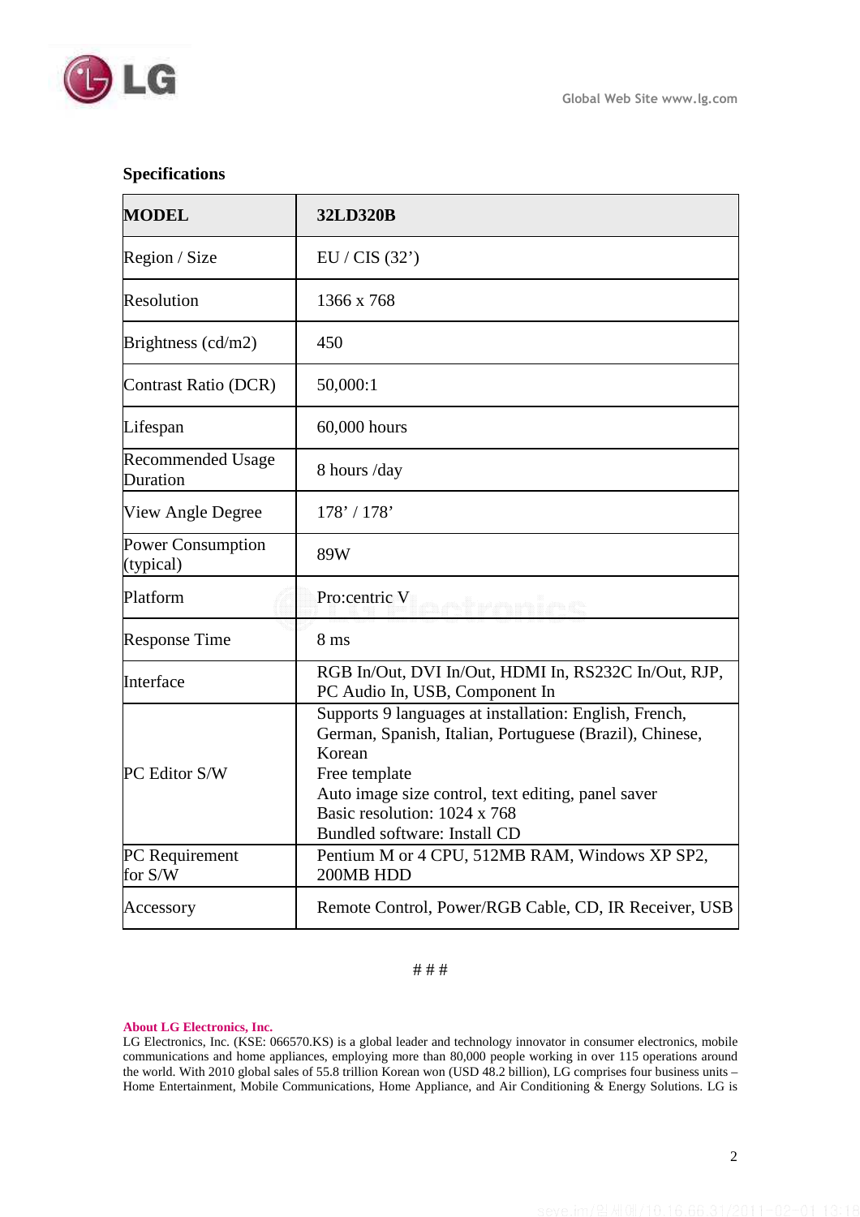## Specifications

| MODEL | 32LD320B |
|---|---|
| Region / Size | EU / CIS (32') |
| Resolution | 1366 x 768 |
| Brightness (cd/m2) | 450 |
| Contrast Ratio (DCR) | 50,000:1 |
| Lifespan | 60,000 hours |
| Recommended Usage Duration | 8 hours /day |
| View Angle Degree | 178' / 178' |
| Power Consumption (typical) | 89W |
| Platform | Pro:centric V |
| Response Time | 8 ms |
| Interface | RGB In/Out, DVI In/Out, HDMI In, RS232C In/Out, RJP, PC Audio In, USB, Component In |
| PC Editor S/W | Supports 9 languages at installation: English, French, German, Spanish, Italian, Portuguese (Brazil), Chinese, Korean<br>Free template<br>Auto image size control, text editing, panel saver<br>Basic resolution: 1024 x 768<br>Bundled software: Install CD |
| PC Requirement for S/W | Pentium M or 4 CPU, 512MB RAM, Windows XP SP2, 200MB HDD |
| Accessory | Remote Control, Power/RGB Cable, CD, IR Receiver, USB |

# # #

**About LG Electronics, Inc.**

LG Electronics, Inc. (KSE: 066570.KS) is a global leader and technology innovator in consumer electronics, mobile communications and home appliances, employing more than 80,000 people working in over 115 operations around the world. With 2010 global sales of 55.8 trillion Korean won (USD 48.2 billion), LG comprises four business units – Home Entertainment, Mobile Communications, Home Appliance, and Air Conditioning & Energy Solutions. LG is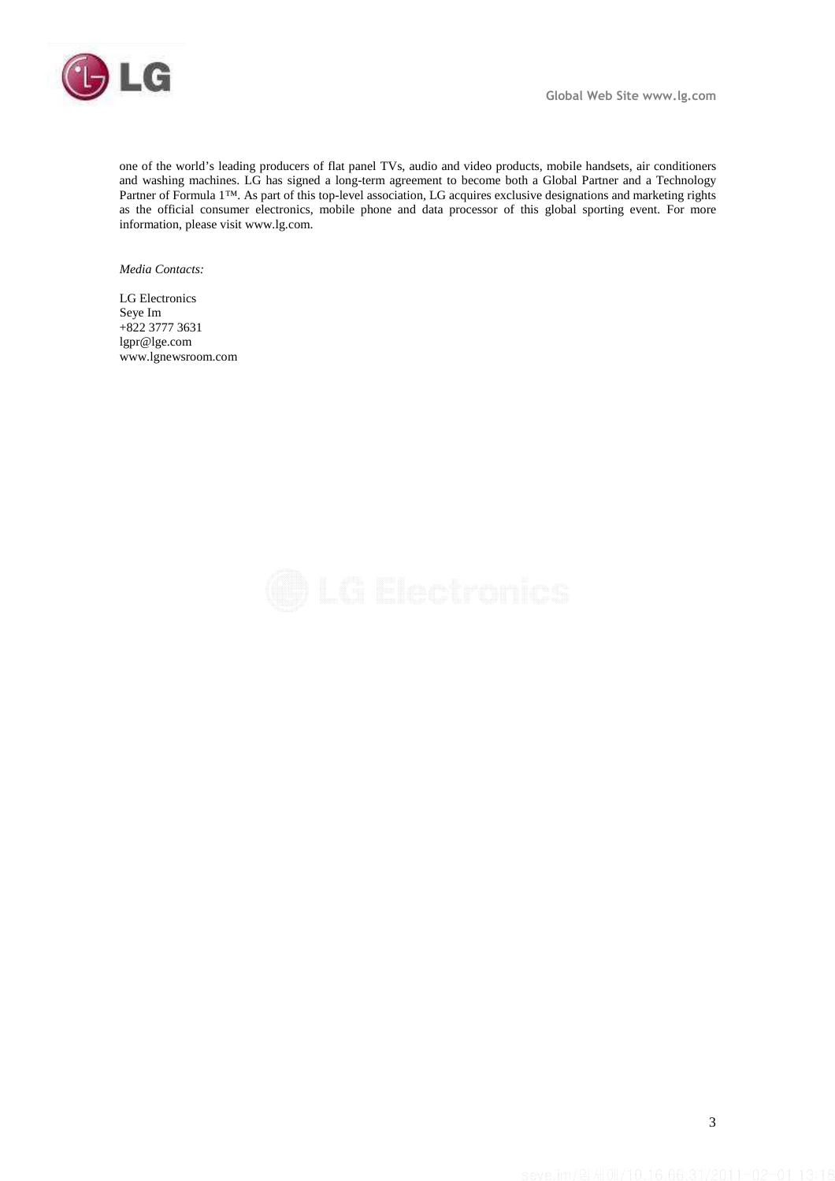one of the world's leading producers of flat panel TVs, audio and video products, mobile handsets, air conditioners and washing machines. LG has signed a long-term agreement to become both a Global Partner and a Technology Partner of Formula 1™. As part of this top-level association, LG acquires exclusive designations and marketing rights as the official consumer electronics, mobile phone and data processor of this global sporting event. For more information, please visit www.lg.com.

*Media Contacts:*

LG Electronics
Seye Im
+822 3777 3631
lgpr@lge.com
www.lgnewsroom.com